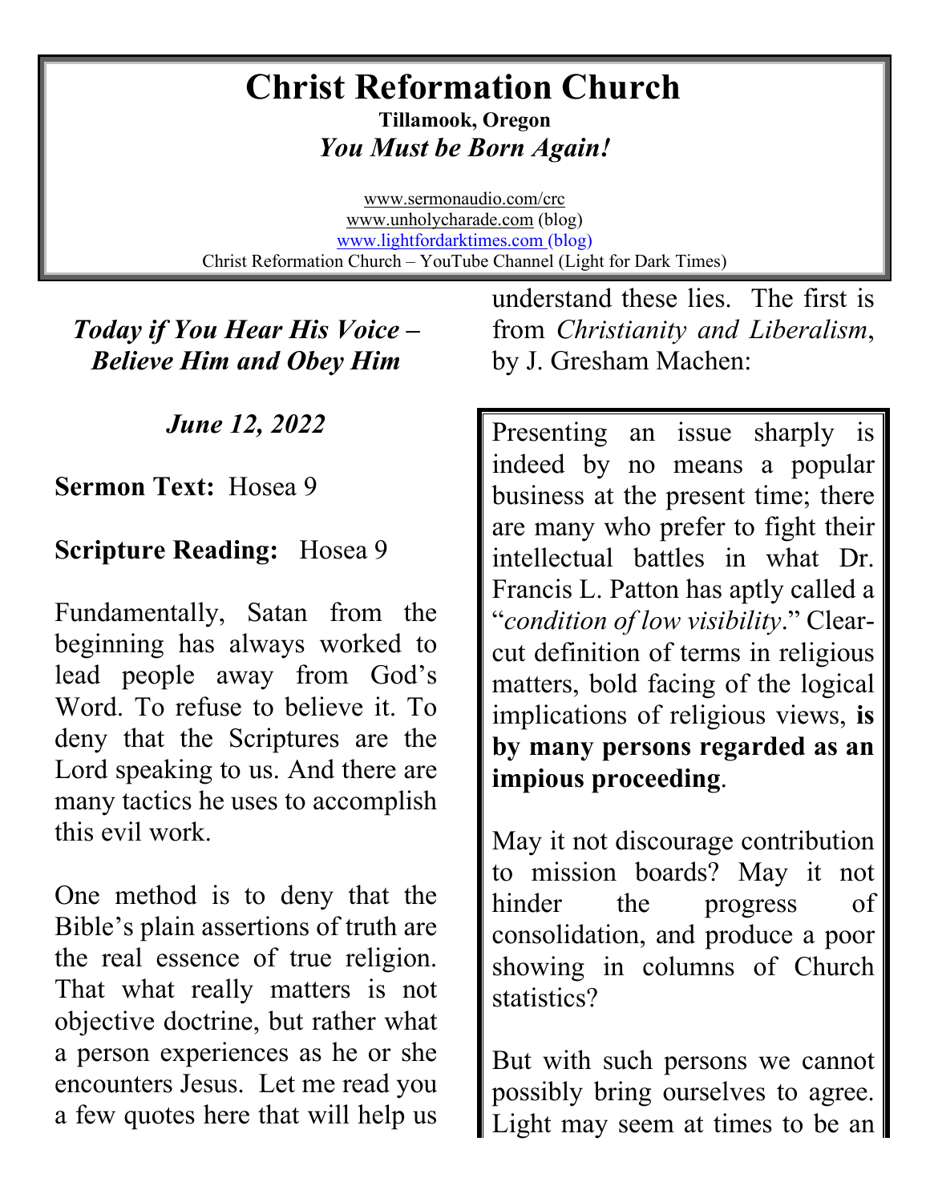# Christ Reformation Church

**Tillamook, Oregon**

***You Must be Born Again!***

www.sermonaudio.com/crc
www.unholycharade.com (blog)
www.lightfordarktimes.com (blog)
Christ Reformation Church – YouTube Channel (Light for Dark Times)

## *Today if You Hear His Voice – Believe Him and Obey Him*

***June 12, 2022***

**Sermon Text:** Hosea 9

**Scripture Reading:** Hosea 9

Fundamentally, Satan from the beginning has always worked to lead people away from God's Word. To refuse to believe it. To deny that the Scriptures are the Lord speaking to us. And there are many tactics he uses to accomplish this evil work.

One method is to deny that the Bible's plain assertions of truth are the real essence of true religion. That what really matters is not objective doctrine, but rather what a person experiences as he or she encounters Jesus. Let me read you a few quotes here that will help us understand these lies. The first is from *Christianity and Liberalism*, by J. Gresham Machen:

> Presenting an issue sharply is indeed by no means a popular business at the present time; there are many who prefer to fight their intellectual battles in what Dr. Francis L. Patton has aptly called a "*condition of low visibility*." Clear-cut definition of terms in religious matters, bold facing of the logical implications of religious views, **is by many persons regarded as an impious proceeding**.
>
> May it not discourage contribution to mission boards? May it not hinder the progress of consolidation, and produce a poor showing in columns of Church statistics?
>
> But with such persons we cannot possibly bring ourselves to agree. Light may seem at times to be an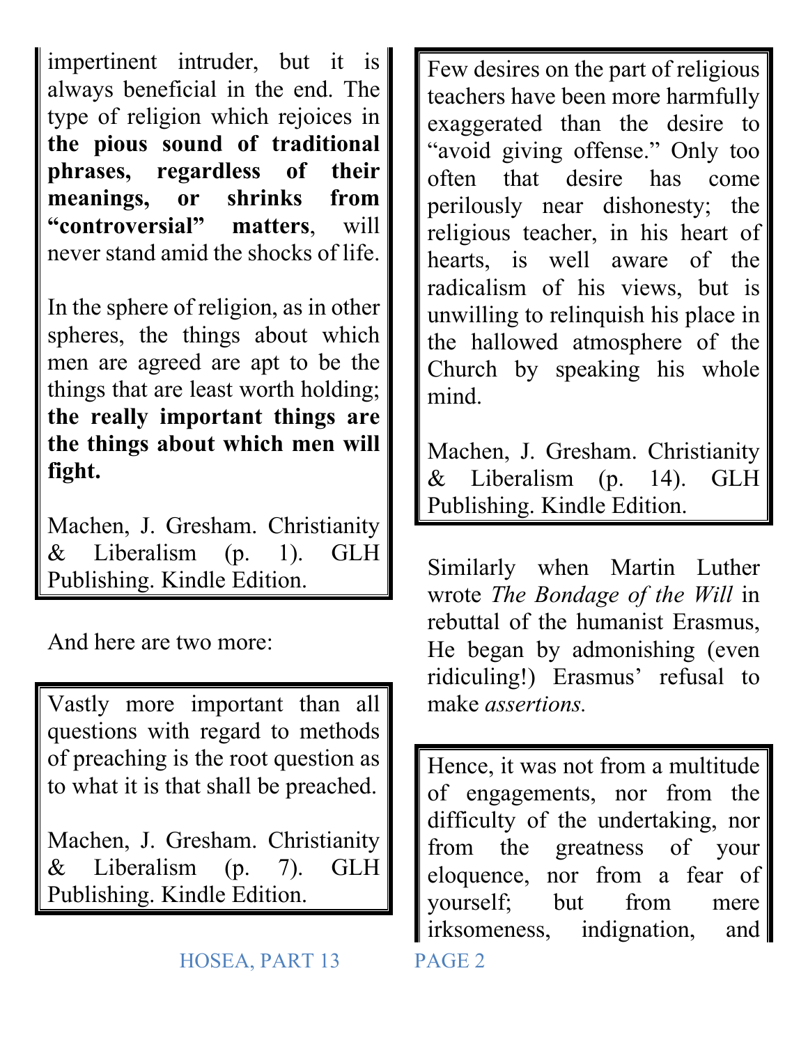impertinent intruder, but it is always beneficial in the end. The type of religion which rejoices in **the pious sound of traditional phrases, regardless of their meanings, or shrinks from "controversial" matters**, will never stand amid the shocks of life.

In the sphere of religion, as in other spheres, the things about which men are agreed are apt to be the things that are least worth holding; **the really important things are the things about which men will fight.**

Machen, J. Gresham. Christianity & Liberalism (p. 1). GLH Publishing. Kindle Edition.

And here are two more:

> Vastly more important than all questions with regard to methods of preaching is the root question as to what it is that shall be preached.
>
> Machen, J. Gresham. Christianity & Liberalism (p. 7). GLH Publishing. Kindle Edition.

> Few desires on the part of religious teachers have been more harmfully exaggerated than the desire to "avoid giving offense." Only too often that desire has come perilously near dishonesty; the religious teacher, in his heart of hearts, is well aware of the radicalism of his views, but is unwilling to relinquish his place in the hallowed atmosphere of the Church by speaking his whole mind.
>
> Machen, J. Gresham. Christianity & Liberalism (p. 14). GLH Publishing. Kindle Edition.

Similarly when Martin Luther wrote *The Bondage of the Will* in rebuttal of the humanist Erasmus, He began by admonishing (even ridiculing!) Erasmus' refusal to make *assertions.*

> Hence, it was not from a multitude of engagements, nor from the difficulty of the undertaking, nor from the greatness of your eloquence, nor from a fear of yourself; but from mere irksomeness, indignation, and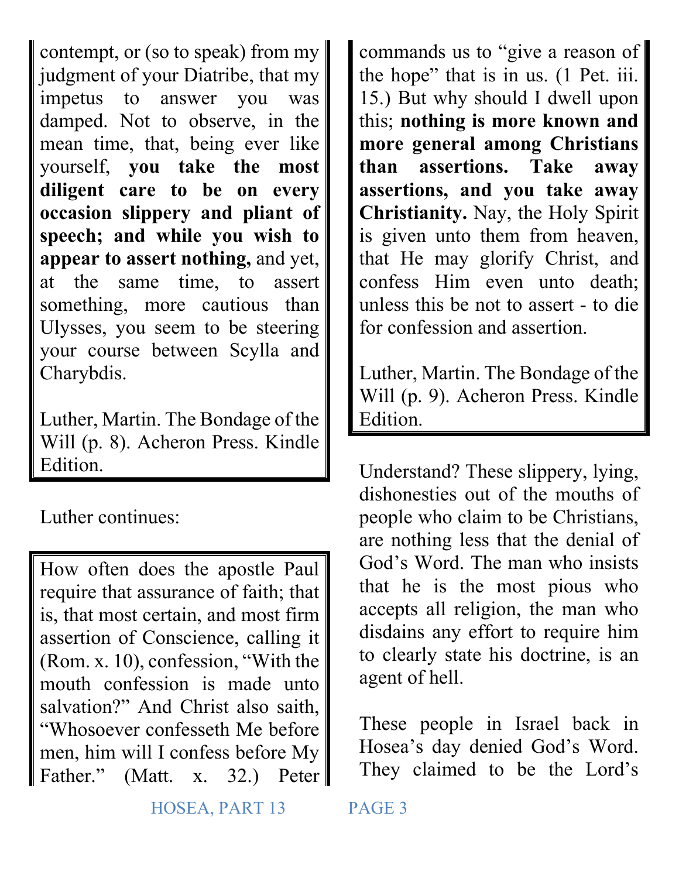> contempt, or (so to speak) from my judgment of your Diatribe, that my impetus to answer you was damped. Not to observe, in the mean time, that, being ever like yourself, **you take the most diligent care to be on every occasion slippery and pliant of speech; and while you wish to appear to assert nothing,** and yet, at the same time, to assert something, more cautious than Ulysses, you seem to be steering your course between Scylla and Charybdis.
>
> Luther, Martin. The Bondage of the Will (p. 8). Acheron Press. Kindle Edition.

Luther continues:

> How often does the apostle Paul require that assurance of faith; that is, that most certain, and most firm assertion of Conscience, calling it (Rom. x. 10), confession, "With the mouth confession is made unto salvation?" And Christ also saith, "Whosoever confesseth Me before men, him will I confess before My Father." (Matt. x. 32.) Peter commands us to "give a reason of the hope" that is in us. (1 Pet. iii. 15.) But why should I dwell upon this; **nothing is more known and more general among Christians than assertions. Take away assertions, and you take away Christianity.** Nay, the Holy Spirit is given unto them from heaven, that He may glorify Christ, and confess Him even unto death; unless this be not to assert - to die for confession and assertion.
>
> Luther, Martin. The Bondage of the Will (p. 9). Acheron Press. Kindle Edition.

Understand? These slippery, lying, dishonesties out of the mouths of people who claim to be Christians, are nothing less that the denial of God's Word. The man who insists that he is the most pious who accepts all religion, the man who disdains any effort to require him to clearly state his doctrine, is an agent of hell.

These people in Israel back in Hosea's day denied God's Word. They claimed to be the Lord's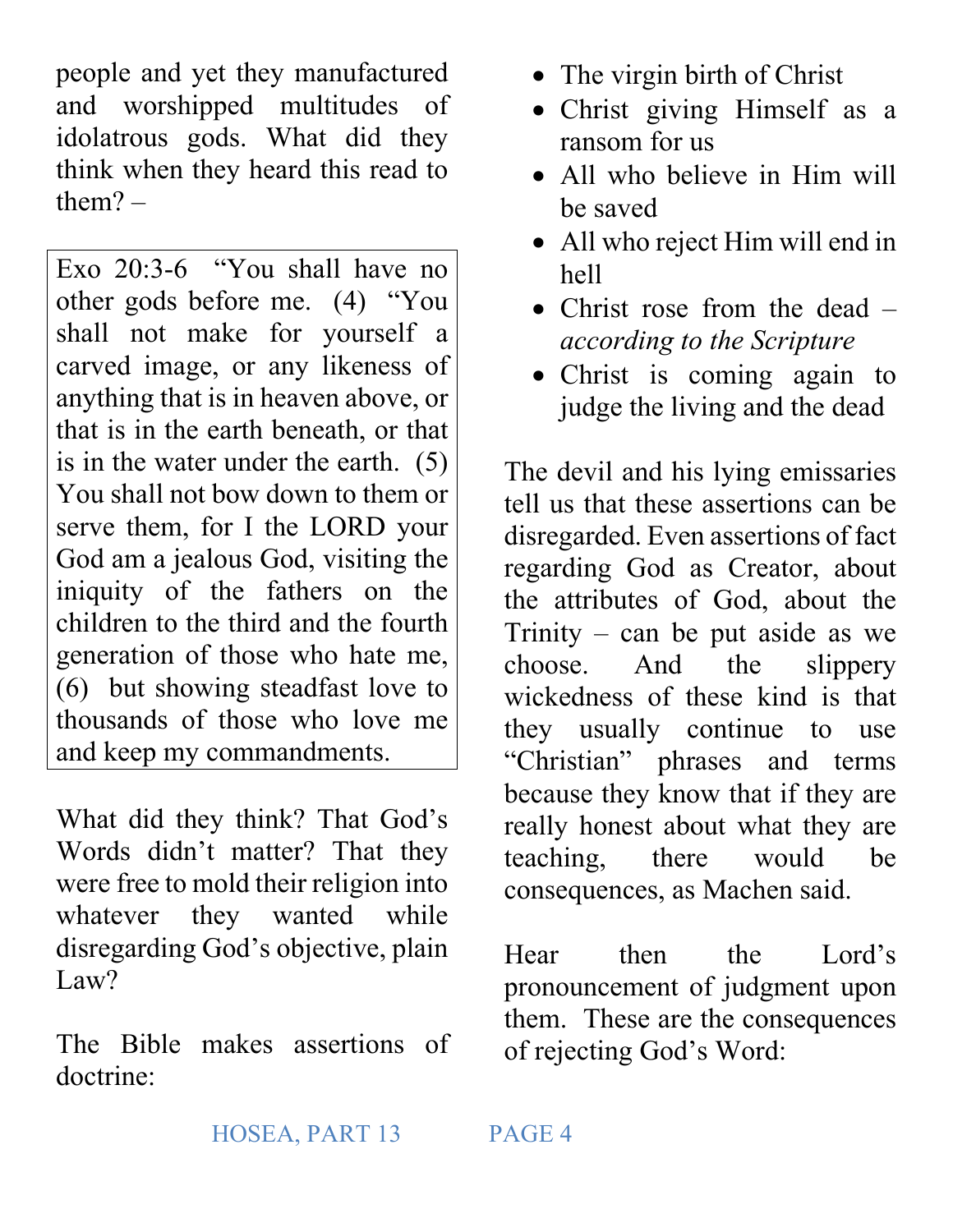people and yet they manufactured and worshipped multitudes of idolatrous gods. What did they think when they heard this read to them? –

> Exo 20:3-6 "You shall have no other gods before me. (4) "You shall not make for yourself a carved image, or any likeness of anything that is in heaven above, or that is in the earth beneath, or that is in the water under the earth. (5) You shall not bow down to them or serve them, for I the LORD your God am a jealous God, visiting the iniquity of the fathers on the children to the third and the fourth generation of those who hate me, (6) but showing steadfast love to thousands of those who love me and keep my commandments.

What did they think? That God's Words didn't matter? That they were free to mold their religion into whatever they wanted while disregarding God's objective, plain Law?

The Bible makes assertions of doctrine:

- The virgin birth of Christ
- Christ giving Himself as a ransom for us
- All who believe in Him will be saved
- All who reject Him will end in hell
- Christ rose from the dead – *according to the Scripture*
- Christ is coming again to judge the living and the dead

The devil and his lying emissaries tell us that these assertions can be disregarded. Even assertions of fact regarding God as Creator, about the attributes of God, about the Trinity – can be put aside as we choose. And the slippery wickedness of these kind is that they usually continue to use "Christian" phrases and terms because they know that if they are really honest about what they are teaching, there would be consequences, as Machen said.

Hear then the Lord's pronouncement of judgment upon them. These are the consequences of rejecting God's Word: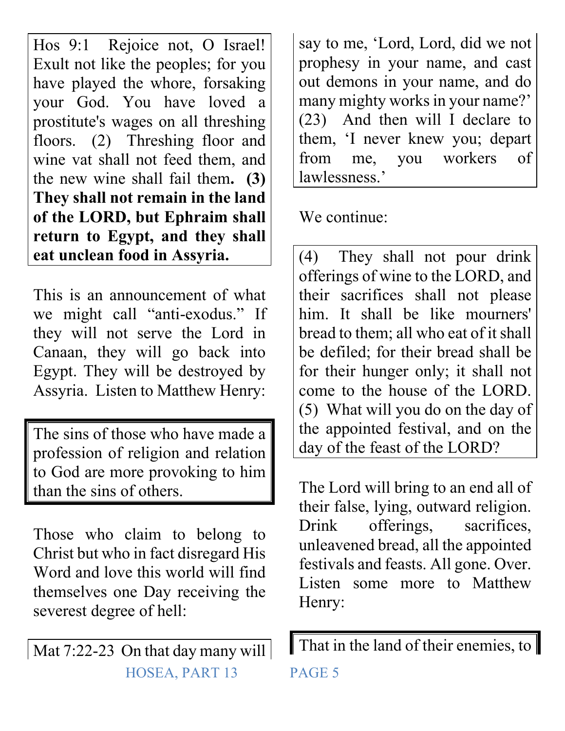> Hos 9:1 Rejoice not, O Israel! Exult not like the peoples; for you have played the whore, forsaking your God. You have loved a prostitute's wages on all threshing floors. (2) Threshing floor and wine vat shall not feed them, and the new wine shall fail them. **(3) They shall not remain in the land of the LORD, but Ephraim shall return to Egypt, and they shall eat unclean food in Assyria.**

This is an announcement of what we might call "anti-exodus." If they will not serve the Lord in Canaan, they will go back into Egypt. They will be destroyed by Assyria. Listen to Matthew Henry:

> The sins of those who have made a profession of religion and relation to God are more provoking to him than the sins of others.

Those who claim to belong to Christ but who in fact disregard His Word and love this world will find themselves one Day receiving the severest degree of hell:

> Mat 7:22-23 On that day many will say to me, 'Lord, Lord, did we not prophesy in your name, and cast out demons in your name, and do many mighty works in your name?' (23) And then will I declare to them, 'I never knew you; depart from me, you workers of lawlessness.'

We continue:

> (4) They shall not pour drink offerings of wine to the LORD, and their sacrifices shall not please him. It shall be like mourners' bread to them; all who eat of it shall be defiled; for their bread shall be for their hunger only; it shall not come to the house of the LORD. (5) What will you do on the day of the appointed festival, and on the day of the feast of the LORD?

The Lord will bring to an end all of their false, lying, outward religion. Drink offerings, sacrifices, unleavened bread, all the appointed festivals and feasts. All gone. Over. Listen some more to Matthew Henry:

> That in the land of their enemies, to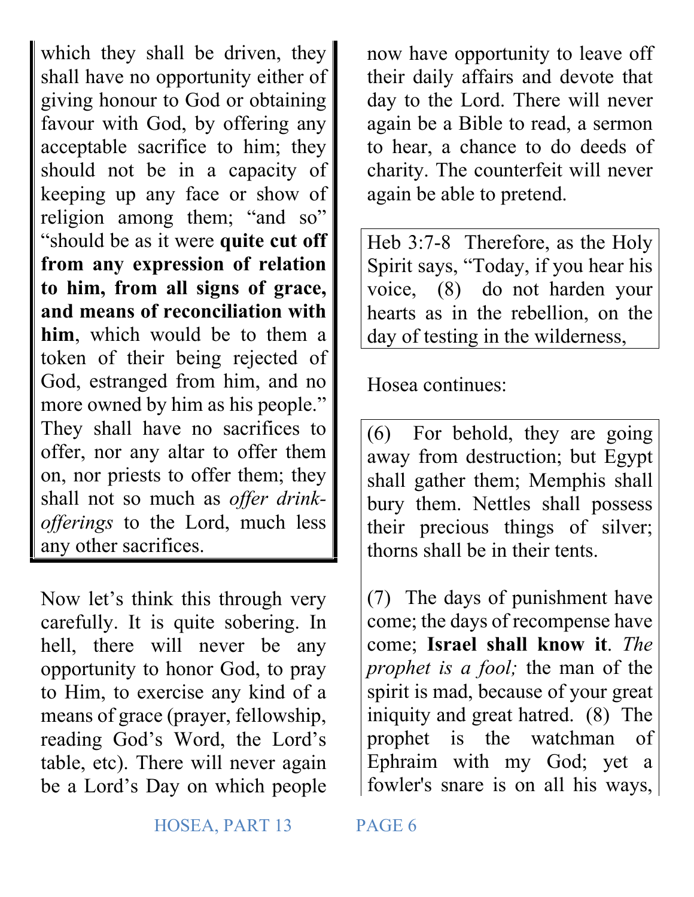which they shall be driven, they shall have no opportunity either of giving honour to God or obtaining favour with God, by offering any acceptable sacrifice to him; they should not be in a capacity of keeping up any face or show of religion among them; "and so" "should be as it were **quite cut off from any expression of relation to him, from all signs of grace, and means of reconciliation with him**, which would be to them a token of their being rejected of God, estranged from him, and no more owned by him as his people." They shall have no sacrifices to offer, nor any altar to offer them on, nor priests to offer them; they shall not so much as *offer drink-offerings* to the Lord, much less any other sacrifices.

Now let's think this through very carefully. It is quite sobering. In hell, there will never be any opportunity to honor God, to pray to Him, to exercise any kind of a means of grace (prayer, fellowship, reading God's Word, the Lord's table, etc). There will never again be a Lord's Day on which people now have opportunity to leave off their daily affairs and devote that day to the Lord. There will never again be a Bible to read, a sermon to hear, a chance to do deeds of charity. The counterfeit will never again be able to pretend.

> Heb 3:7-8 Therefore, as the Holy Spirit says, "Today, if you hear his voice, (8) do not harden your hearts as in the rebellion, on the day of testing in the wilderness,

Hosea continues:

> (6) For behold, they are going away from destruction; but Egypt shall gather them; Memphis shall bury them. Nettles shall possess their precious things of silver; thorns shall be in their tents.
>
> (7) The days of punishment have come; the days of recompense have come; **Israel shall know it**. *The prophet is a fool;* the man of the spirit is mad, because of your great iniquity and great hatred. (8) The prophet is the watchman of Ephraim with my God; yet a fowler's snare is on all his ways,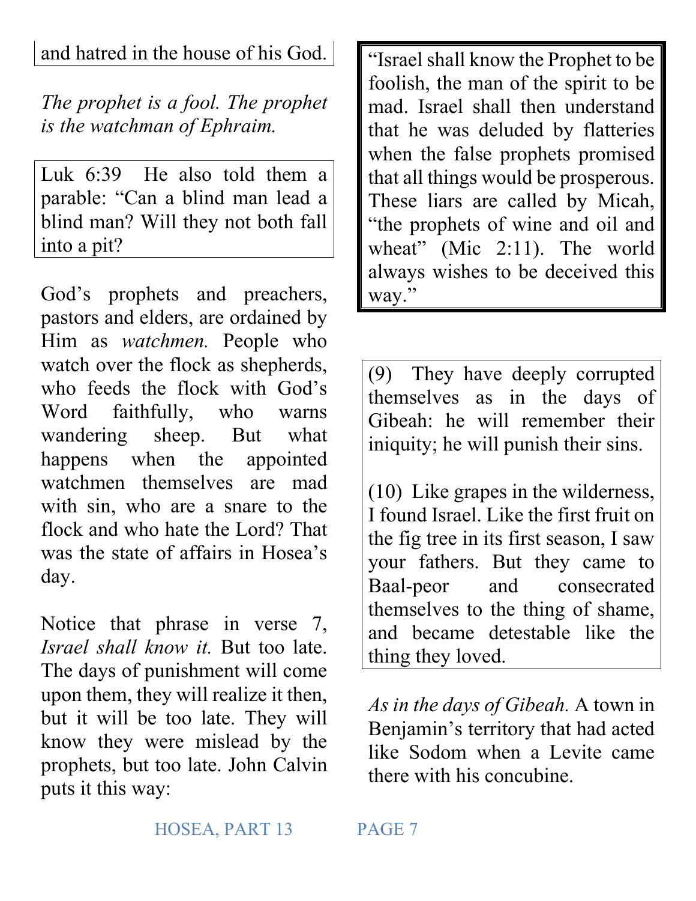and hatred in the house of his God.

*The prophet is a fool. The prophet is the watchman of Ephraim.*

Luk 6:39 He also told them a parable: "Can a blind man lead a blind man? Will they not both fall into a pit?

God's prophets and preachers, pastors and elders, are ordained by Him as *watchmen.* People who watch over the flock as shepherds, who feeds the flock with God's Word faithfully, who warns wandering sheep. But what happens when the appointed watchmen themselves are mad with sin, who are a snare to the flock and who hate the Lord? That was the state of affairs in Hosea's day.

Notice that phrase in verse 7, *Israel shall know it.* But too late. The days of punishment will come upon them, they will realize it then, but it will be too late. They will know they were mislead by the prophets, but too late. John Calvin puts it this way:

"Israel shall know the Prophet to be foolish, the man of the spirit to be mad. Israel shall then understand that he was deluded by flatteries when the false prophets promised that all things would be prosperous. These liars are called by Micah, "the prophets of wine and oil and wheat" (Mic 2:11). The world always wishes to be deceived this way."

(9) They have deeply corrupted themselves as in the days of Gibeah: he will remember their iniquity; he will punish their sins.

(10) Like grapes in the wilderness, I found Israel. Like the first fruit on the fig tree in its first season, I saw your fathers. But they came to Baal-peor and consecrated themselves to the thing of shame, and became detestable like the thing they loved.

*As in the days of Gibeah.* A town in Benjamin's territory that had acted like Sodom when a Levite came there with his concubine.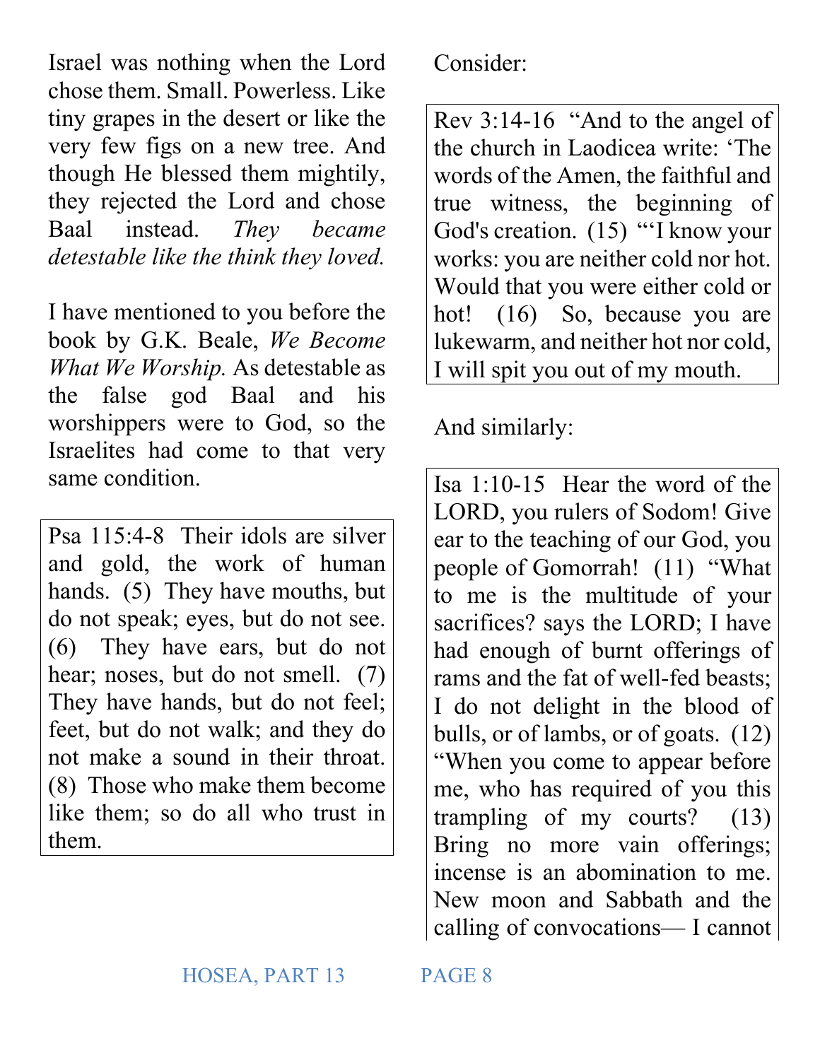Israel was nothing when the Lord chose them. Small. Powerless. Like tiny grapes in the desert or like the very few figs on a new tree. And though He blessed them mightily, they rejected the Lord and chose Baal instead. *They became detestable like the think they loved.*

I have mentioned to you before the book by G.K. Beale, *We Become What We Worship.* As detestable as the false god Baal and his worshippers were to God, so the Israelites had come to that very same condition.

> Psa 115:4-8 Their idols are silver and gold, the work of human hands. (5) They have mouths, but do not speak; eyes, but do not see. (6) They have ears, but do not hear; noses, but do not smell. (7) They have hands, but do not feel; feet, but do not walk; and they do not make a sound in their throat. (8) Those who make them become like them; so do all who trust in them.

Consider:

> Rev 3:14-16 "And to the angel of the church in Laodicea write: 'The words of the Amen, the faithful and true witness, the beginning of God's creation. (15) "'I know your works: you are neither cold nor hot. Would that you were either cold or hot! (16) So, because you are lukewarm, and neither hot nor cold, I will spit you out of my mouth.

And similarly:

> Isa 1:10-15 Hear the word of the LORD, you rulers of Sodom! Give ear to the teaching of our God, you people of Gomorrah! (11) "What to me is the multitude of your sacrifices? says the LORD; I have had enough of burnt offerings of rams and the fat of well-fed beasts; I do not delight in the blood of bulls, or of lambs, or of goats. (12) "When you come to appear before me, who has required of you this trampling of my courts? (13) Bring no more vain offerings; incense is an abomination to me. New moon and Sabbath and the calling of convocations— I cannot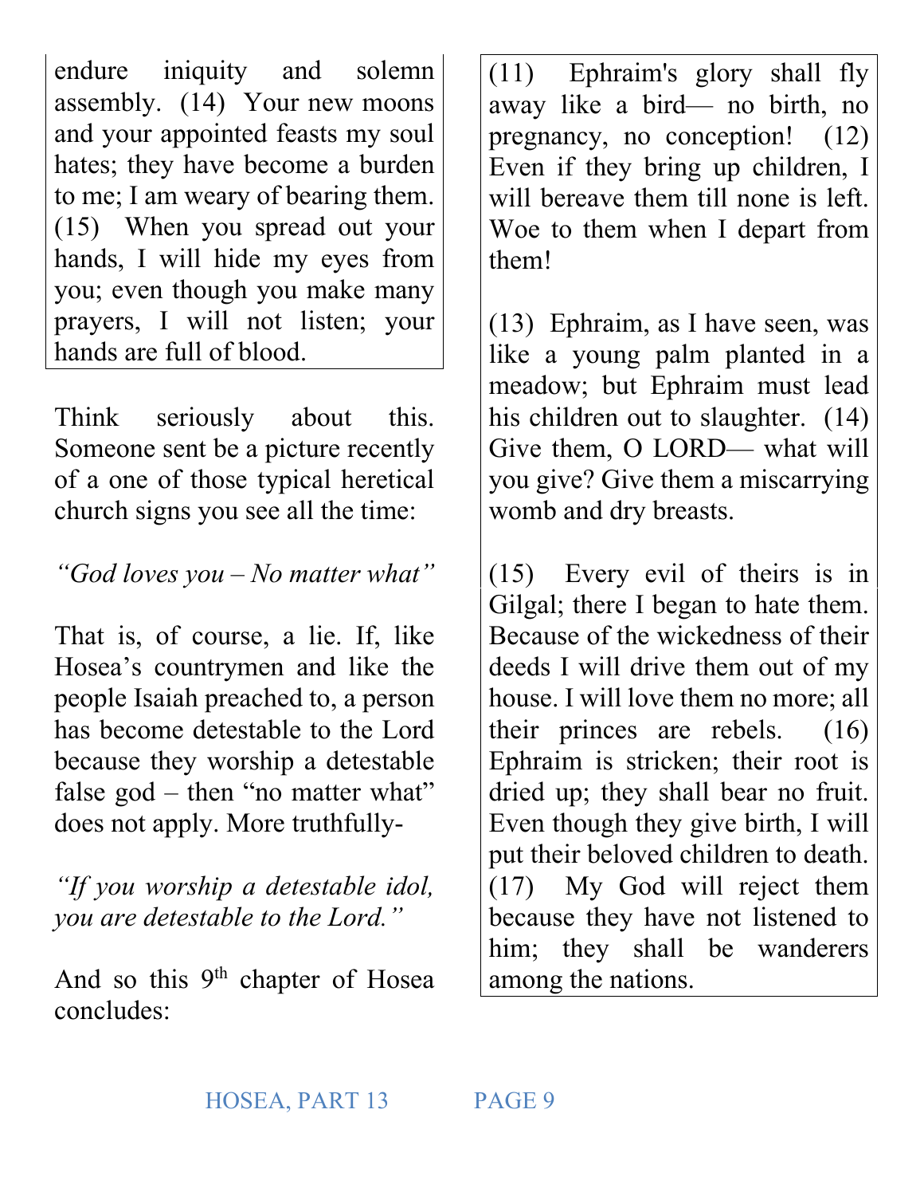endure iniquity and solemn assembly. (14) Your new moons and your appointed feasts my soul hates; they have become a burden to me; I am weary of bearing them. (15) When you spread out your hands, I will hide my eyes from you; even though you make many prayers, I will not listen; your hands are full of blood.

Think seriously about this. Someone sent be a picture recently of a one of those typical heretical church signs you see all the time:

*"God loves you – No matter what"*

That is, of course, a lie. If, like Hosea's countrymen and like the people Isaiah preached to, a person has become detestable to the Lord because they worship a detestable false god – then "no matter what" does not apply. More truthfully-

*"If you worship a detestable idol, you are detestable to the Lord."*

And so this 9th chapter of Hosea concludes:

(11) Ephraim's glory shall fly away like a bird— no birth, no pregnancy, no conception! (12) Even if they bring up children, I will bereave them till none is left. Woe to them when I depart from them!

(13) Ephraim, as I have seen, was like a young palm planted in a meadow; but Ephraim must lead his children out to slaughter. (14) Give them, O LORD— what will you give? Give them a miscarrying womb and dry breasts.

(15) Every evil of theirs is in Gilgal; there I began to hate them. Because of the wickedness of their deeds I will drive them out of my house. I will love them no more; all their princes are rebels. (16) Ephraim is stricken; their root is dried up; they shall bear no fruit. Even though they give birth, I will put their beloved children to death. (17) My God will reject them because they have not listened to him; they shall be wanderers among the nations.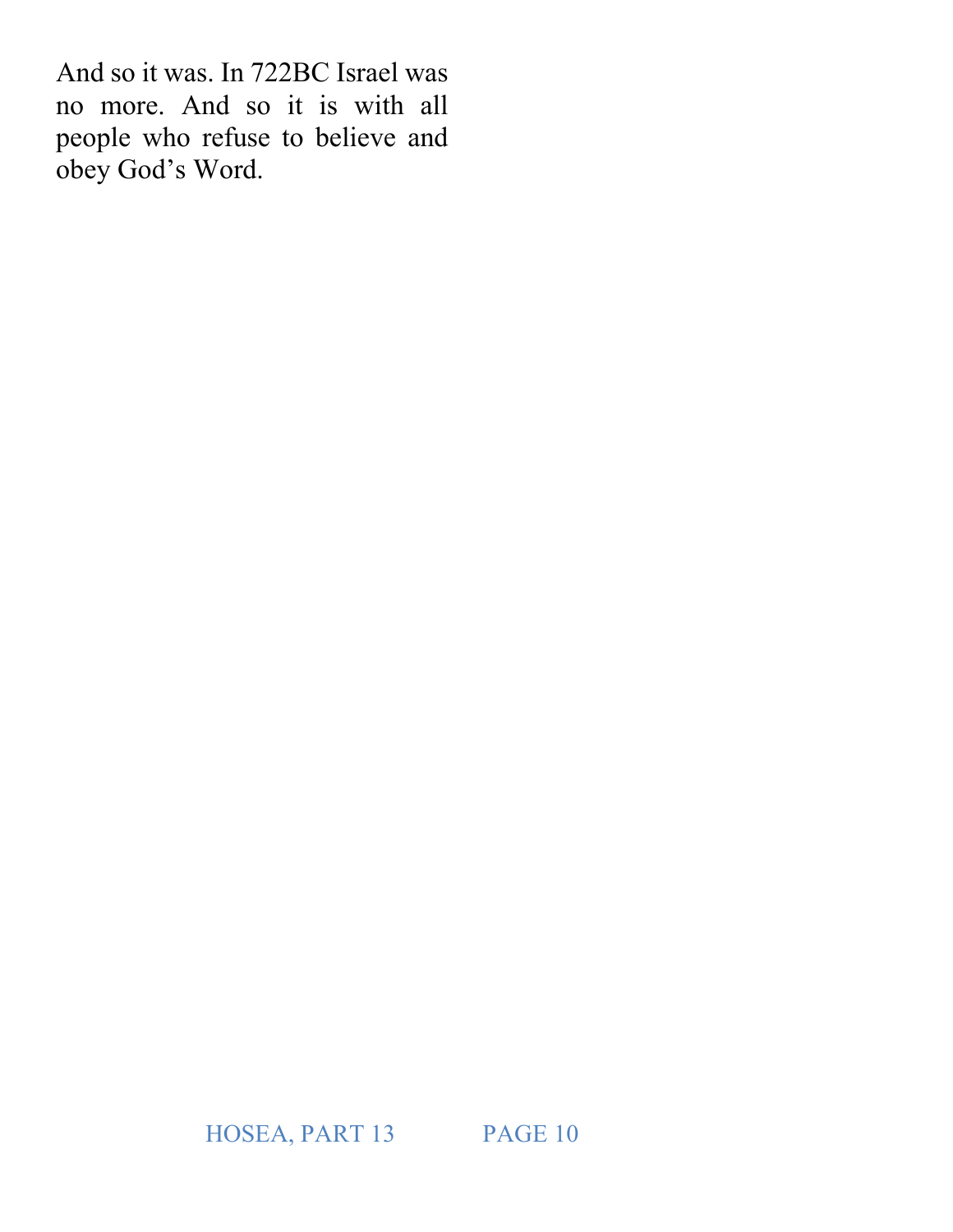And so it was. In 722BC Israel was no more. And so it is with all people who refuse to believe and obey God's Word.